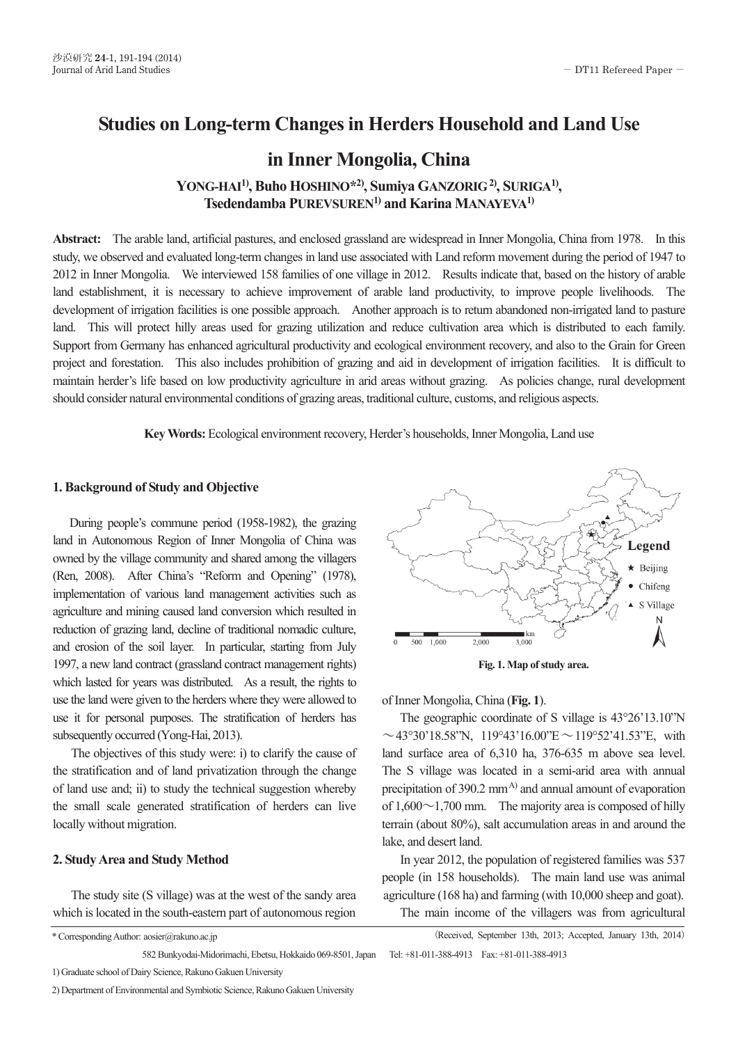# Studies on Long-term Changes in Herders Household and Land Use in Inner Mongolia, China

**YONG-HAI[1], Buho HOSHINO*[2], Sumiya GANZORIG[2], SURIGA[1], Tsedendamba PUREVSUREN[1] and Karina MANAYEVA[1]**

**Abstract:** The arable land, artificial pastures, and enclosed grassland are widespread in Inner Mongolia, China from 1978. In this study, we observed and evaluated long-term changes in land use associated with Land reform movement during the period of 1947 to 2012 in Inner Mongolia. We interviewed 158 families of one village in 2012. Results indicate that, based on the history of arable land establishment, it is necessary to achieve improvement of arable land productivity, to improve people livelihoods. The development of irrigation facilities is one possible approach. Another approach is to return abandoned non-irrigated land to pasture land. This will protect hilly areas used for grazing utilization and reduce cultivation area which is distributed to each family. Support from Germany has enhanced agricultural productivity and ecological environment recovery, and also to the Grain for Green project and forestation. This also includes prohibition of grazing and aid in development of irrigation facilities. It is difficult to maintain herder's life based on low productivity agriculture in arid areas without grazing. As policies change, rural development should consider natural environmental conditions of grazing areas, traditional culture, customs, and religious aspects.

**Key Words:** Ecological environment recovery, Herder's households, Inner Mongolia, Land use

## 1. Background of Study and Objective

During people's commune period (1958-1982), the grazing land in Autonomous Region of Inner Mongolia of China was owned by the village community and shared among the villagers (Ren, 2008). After China's "Reform and Opening" (1978), implementation of various land management activities such as agriculture and mining caused land conversion which resulted in reduction of grazing land, decline of traditional nomadic culture, and erosion of the soil layer. In particular, starting from July 1997, a new land contract (grassland contract management rights) which lasted for years was distributed. As a result, the rights to use the land were given to the herders where they were allowed to use it for personal purposes. The stratification of herders has subsequently occurred (Yong-Hai, 2013).

The objectives of this study were: i) to clarify the cause of the stratification and of land privatization through the change of land use and; ii) to study the technical suggestion whereby the small scale generated stratification of herders can live locally without migration.

## 2. Study Area and Study Method

The study site (S village) was at the west of the sandy area which is located in the south-eastern part of autonomous region of Inner Mongolia, China (**Fig. 1**).

**Fig. 1. Map of study area.**

The geographic coordinate of S village is 43°26'13.10"N ～43°30'18.58"N, 119°43'16.00"E～119°52'41.53"E, with land surface area of 6,310 ha, 376-635 m above sea level. The S village was located in a semi-arid area with annual precipitation of 390.2 mm[A)] and annual amount of evaporation of 1,600～1,700 mm. The majority area is composed of hilly terrain (about 80%), salt accumulation areas in and around the lake, and desert land.

In year 2012, the population of registered families was 537 people (in 158 households). The main land use was animal agriculture (168 ha) and farming (with 10,000 sheep and goat).

The main income of the villagers was from agricultural

\* Corresponding Author: aosier@rakuno.ac.jp
582 Bunkyodai-Midorimachi, Ebetsu, Hokkaido 069-8501, Japan Tel: +81-011-388-4913 Fax: +81-011-388-4913

1) Graduate school of Dairy Science, Rakuno Gakuen University

2) Department of Environmental and Symbiotic Science, Rakuno Gakuen University

(Received, September 13th, 2013; Accepted, January 13th, 2014)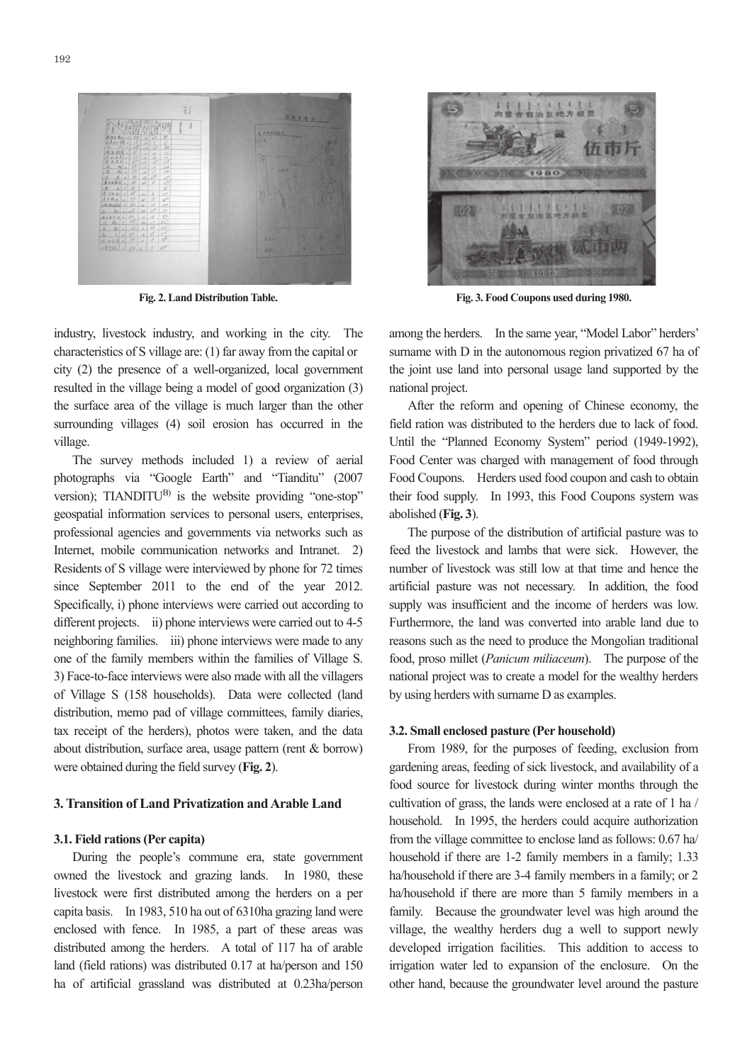Fig. 2. Land Distribution Table.

Fig. 3. Food Coupons used during 1980.

industry, livestock industry, and working in the city. The characteristics of S village are: (1) far away from the capital or city (2) the presence of a well-organized, local government resulted in the village being a model of good organization (3) the surface area of the village is much larger than the other surrounding villages (4) soil erosion has occurred in the village.

The survey methods included 1) a review of aerial photographs via "Google Earth" and "Tianditu" (2007 version); TIANDITU[B] is the website providing "one-stop" geospatial information services to personal users, enterprises, professional agencies and governments via networks such as Internet, mobile communication networks and Intranet. 2) Residents of S village were interviewed by phone for 72 times since September 2011 to the end of the year 2012. Specifically, i) phone interviews were carried out according to different projects. ii) phone interviews were carried out to 4-5 neighboring families. iii) phone interviews were made to any one of the family members within the families of Village S. 3) Face-to-face interviews were also made with all the villagers of Village S (158 households). Data were collected (land distribution, memo pad of village committees, family diaries, tax receipt of the herders), photos were taken, and the data about distribution, surface area, usage pattern (rent & borrow) were obtained during the field survey (**Fig. 2**).

## 3. Transition of Land Privatization and Arable Land

### 3.1. Field rations (Per capita)

During the people's commune era, state government owned the livestock and grazing lands. In 1980, these livestock were first distributed among the herders on a per capita basis. In 1983, 510 ha out of 6310ha grazing land were enclosed with fence. In 1985, a part of these areas was distributed among the herders. A total of 117 ha of arable land (field rations) was distributed 0.17 at ha/person and 150 ha of artificial grassland was distributed at 0.23ha/person among the herders. In the same year, "Model Labor" herders' surname with D in the autonomous region privatized 67 ha of the joint use land into personal usage land supported by the national project.

After the reform and opening of Chinese economy, the field ration was distributed to the herders due to lack of food. Until the "Planned Economy System" period (1949-1992), Food Center was charged with management of food through Food Coupons. Herders used food coupon and cash to obtain their food supply. In 1993, this Food Coupons system was abolished (**Fig. 3**).

The purpose of the distribution of artificial pasture was to feed the livestock and lambs that were sick. However, the number of livestock was still low at that time and hence the artificial pasture was not necessary. In addition, the food supply was insufficient and the income of herders was low. Furthermore, the land was converted into arable land due to reasons such as the need to produce the Mongolian traditional food, proso millet (*Panicum miliaceum*). The purpose of the national project was to create a model for the wealthy herders by using herders with surname D as examples.

### 3.2. Small enclosed pasture (Per household)

From 1989, for the purposes of feeding, exclusion from gardening areas, feeding of sick livestock, and availability of a food source for livestock during winter months through the cultivation of grass, the lands were enclosed at a rate of 1 ha / household. In 1995, the herders could acquire authorization from the village committee to enclose land as follows: 0.67 ha/ household if there are 1-2 family members in a family; 1.33 ha/household if there are 3-4 family members in a family; or 2 ha/household if there are more than 5 family members in a family. Because the groundwater level was high around the village, the wealthy herders dug a well to support newly developed irrigation facilities. This addition to access to irrigation water led to expansion of the enclosure. On the other hand, because the groundwater level around the pasture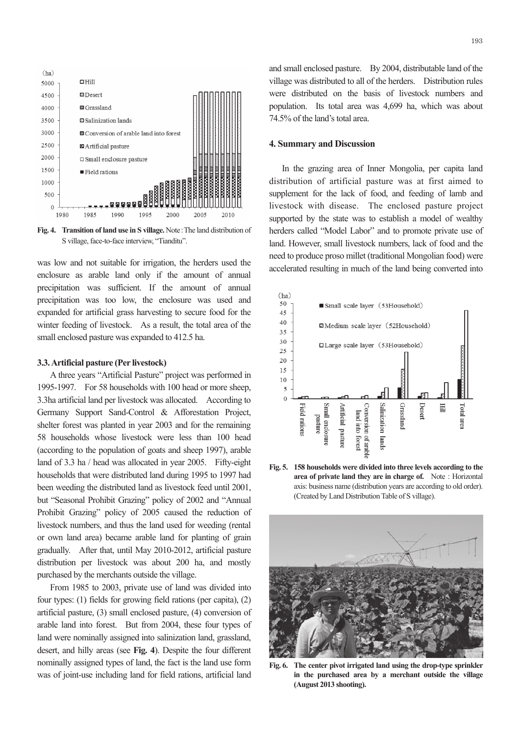Fig. 4. **Transition of land use in S village.** Note : The land distribution of S village, face-to-face interview, "Tianditu".

was low and not suitable for irrigation, the herders used the enclosure as arable land only if the amount of annual precipitation was sufficient. If the amount of annual precipitation was too low, the enclosure was used and expanded for artificial grass harvesting to secure food for the winter feeding of livestock. As a result, the total area of the small enclosed pasture was expanded to 412.5 ha.

### 3.3. Artificial pasture (Per livestock)

A three years "Artificial Pasture" project was performed in 1995-1997. For 58 households with 100 head or more sheep, 3.3ha artificial land per livestock was allocated. According to Germany Support Sand-Control & Afforestation Project, shelter forest was planted in year 2003 and for the remaining 58 households whose livestock were less than 100 head (according to the population of goats and sheep 1997), arable land of 3.3 ha / head was allocated in year 2005. Fifty-eight households that were distributed land during 1995 to 1997 had been weeding the distributed land as livestock feed until 2001, but "Seasonal Prohibit Grazing" policy of 2002 and "Annual Prohibit Grazing" policy of 2005 caused the reduction of livestock numbers, and thus the land used for weeding (rental or own land area) became arable land for planting of grain gradually. After that, until May 2010-2012, artificial pasture distribution per livestock was about 200 ha, and mostly purchased by the merchants outside the village.

From 1985 to 2003, private use of land was divided into four types: (1) fields for growing field rations (per capita), (2) artificial pasture, (3) small enclosed pasture, (4) conversion of arable land into forest. But from 2004, these four types of land were nominally assigned into salinization land, grassland, desert, and hilly areas (see **Fig. 4**). Despite the four different nominally assigned types of land, the fact is the land use form was of joint-use including land for field rations, artificial land and small enclosed pasture. By 2004, distributable land of the village was distributed to all of the herders. Distribution rules were distributed on the basis of livestock numbers and population. Its total area was 4,699 ha, which was about 74.5% of the land's total area.

## 4. Summary and Discussion

In the grazing area of Inner Mongolia, per capita land distribution of artificial pasture was at first aimed to supplement for the lack of food, and feeding of lamb and livestock with disease. The enclosed pasture project supported by the state was to establish a model of wealthy herders called "Model Labor" and to promote private use of land. However, small livestock numbers, lack of food and the need to produce proso millet (traditional Mongolian food) were accelerated resulting in much of the land being converted into

Fig. 5. **158 households were divided into three levels according to the area of private land they are in charge of.** Note : Horizontal axis: business name (distribution years are according to old order). (Created by Land Distribution Table of S village).

Fig. 6. **The center pivot irrigated land using the drop-type sprinkler in the purchased area by a merchant outside the village (August 2013 shooting).**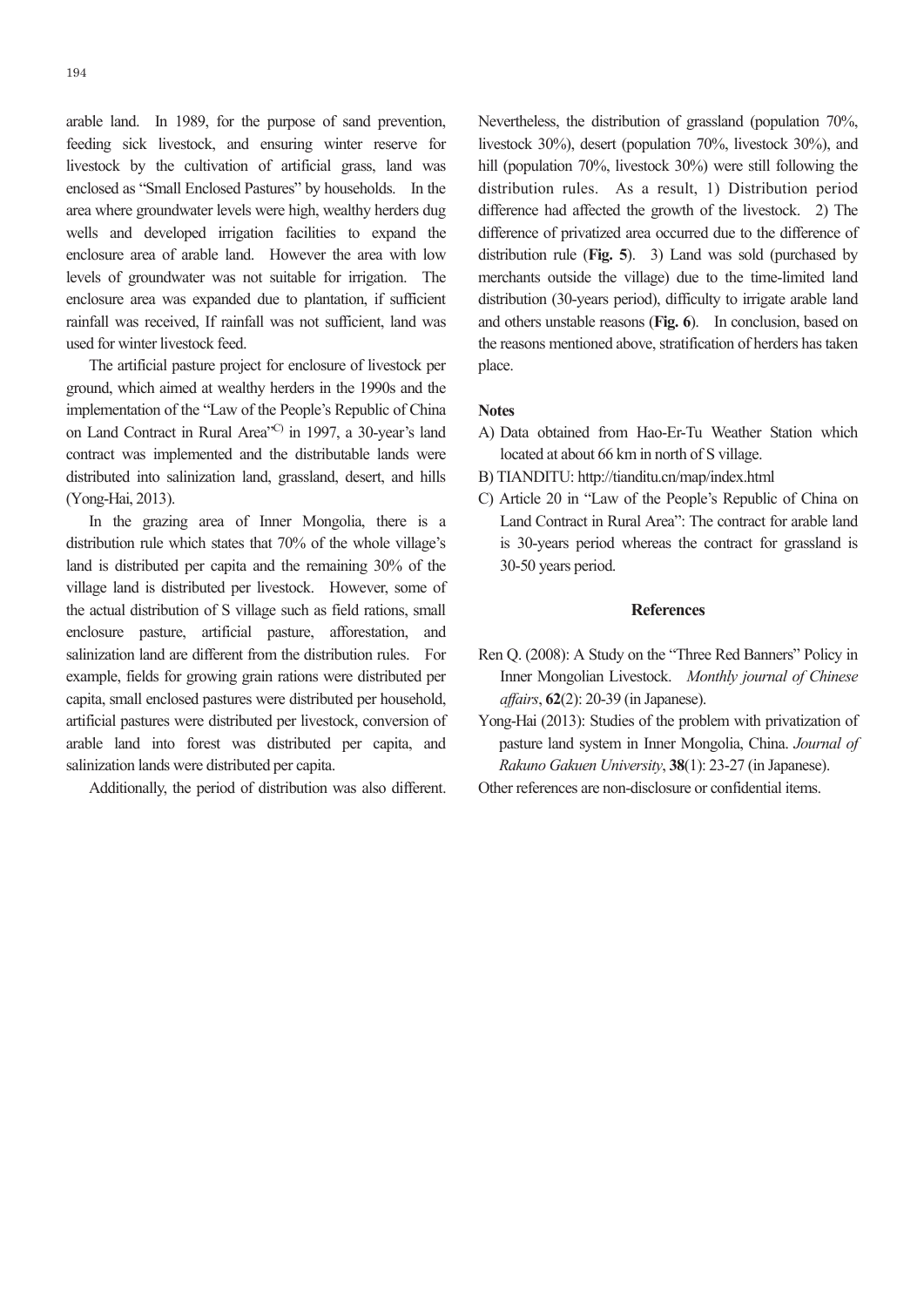arable land. In 1989, for the purpose of sand prevention, feeding sick livestock, and ensuring winter reserve for livestock by the cultivation of artificial grass, land was enclosed as "Small Enclosed Pastures" by households. In the area where groundwater levels were high, wealthy herders dug wells and developed irrigation facilities to expand the enclosure area of arable land. However the area with low levels of groundwater was not suitable for irrigation. The enclosure area was expanded due to plantation, if sufficient rainfall was received, If rainfall was not sufficient, land was used for winter livestock feed.

The artificial pasture project for enclosure of livestock per ground, which aimed at wealthy herders in the 1990s and the implementation of the "Law of the People's Republic of China on Land Contract in Rural Area"[C] in 1997, a 30-year's land contract was implemented and the distributable lands were distributed into salinization land, grassland, desert, and hills (Yong-Hai, 2013).

In the grazing area of Inner Mongolia, there is a distribution rule which states that 70% of the whole village's land is distributed per capita and the remaining 30% of the village land is distributed per livestock. However, some of the actual distribution of S village such as field rations, small enclosure pasture, artificial pasture, afforestation, and salinization land are different from the distribution rules. For example, fields for growing grain rations were distributed per capita, small enclosed pastures were distributed per household, artificial pastures were distributed per livestock, conversion of arable land into forest was distributed per capita, and salinization lands were distributed per capita.

Additionally, the period of distribution was also different. Nevertheless, the distribution of grassland (population 70%, livestock 30%), desert (population 70%, livestock 30%), and hill (population 70%, livestock 30%) were still following the distribution rules. As a result, 1) Distribution period difference had affected the growth of the livestock. 2) The difference of privatized area occurred due to the difference of distribution rule (**Fig. 5**). 3) Land was sold (purchased by merchants outside the village) due to the time-limited land distribution (30-years period), difficulty to irrigate arable land and others unstable reasons (**Fig. 6**). In conclusion, based on the reasons mentioned above, stratification of herders has taken place.

**Notes**

A) Data obtained from Hao-Er-Tu Weather Station which located at about 66 km in north of S village.

B) TIANDITU: http://tianditu.cn/map/index.html

C) Article 20 in "Law of the People's Republic of China on Land Contract in Rural Area": The contract for arable land is 30-years period whereas the contract for grassland is 30-50 years period.

## References

Ren Q. (2008): A Study on the "Three Red Banners" Policy in Inner Mongolian Livestock. *Monthly journal of Chinese affairs*, **62**(2): 20-39 (in Japanese).

Yong-Hai (2013): Studies of the problem with privatization of pasture land system in Inner Mongolia, China. *Journal of Rakuno Gakuen University*, **38**(1): 23-27 (in Japanese).

Other references are non-disclosure or confidential items.